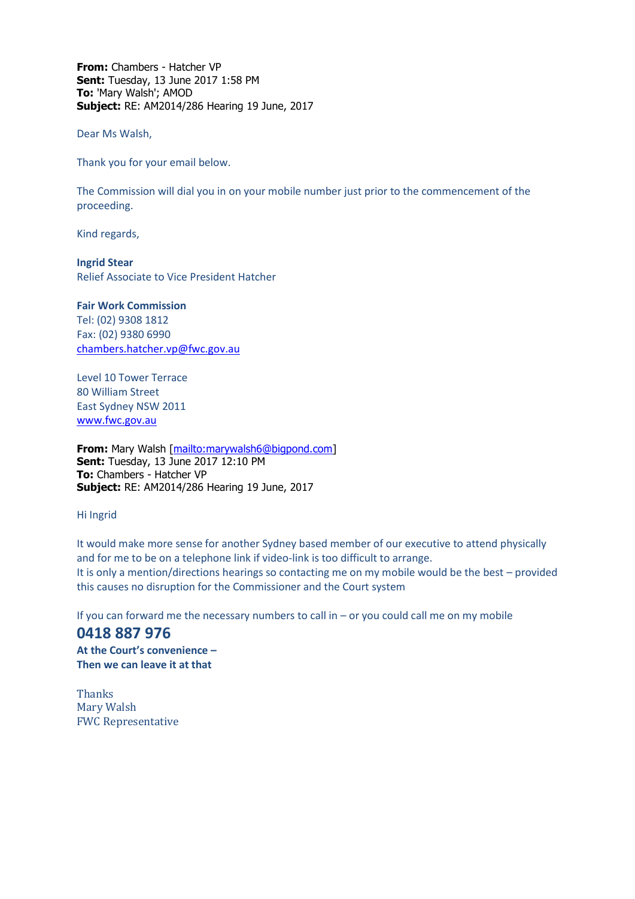**From:** Chambers - Hatcher VP
**Sent:** Tuesday, 13 June 2017 1:58 PM
**To:** 'Mary Walsh'; AMOD
**Subject:** RE: AM2014/286 Hearing 19 June, 2017

Dear Ms Walsh,

Thank you for your email below.

The Commission will dial you in on your mobile number just prior to the commencement of the proceeding.

Kind regards,

**Ingrid Stear**
Relief Associate to Vice President Hatcher

**Fair Work Commission**
Tel: (02) 9308 1812
Fax: (02) 9380 6990
chambers.hatcher.vp@fwc.gov.au

Level 10 Tower Terrace
80 William Street
East Sydney NSW 2011
www.fwc.gov.au

**From:** Mary Walsh [mailto:marywalsh6@bigpond.com]
**Sent:** Tuesday, 13 June 2017 12:10 PM
**To:** Chambers - Hatcher VP
**Subject:** RE: AM2014/286 Hearing 19 June, 2017

Hi Ingrid

It would make more sense for another Sydney based member of our executive to attend physically and for me to be on a telephone link if video-link is too difficult to arrange.
It is only a mention/directions hearings so contacting me on my mobile would be the best – provided this causes no disruption for the Commissioner and the Court system

If you can forward me the necessary numbers to call in – or you could call me on my mobile

**0418 887 976**
**At the Court's convenience –**
**Then we can leave it at that**

Thanks
Mary Walsh
FWC Representative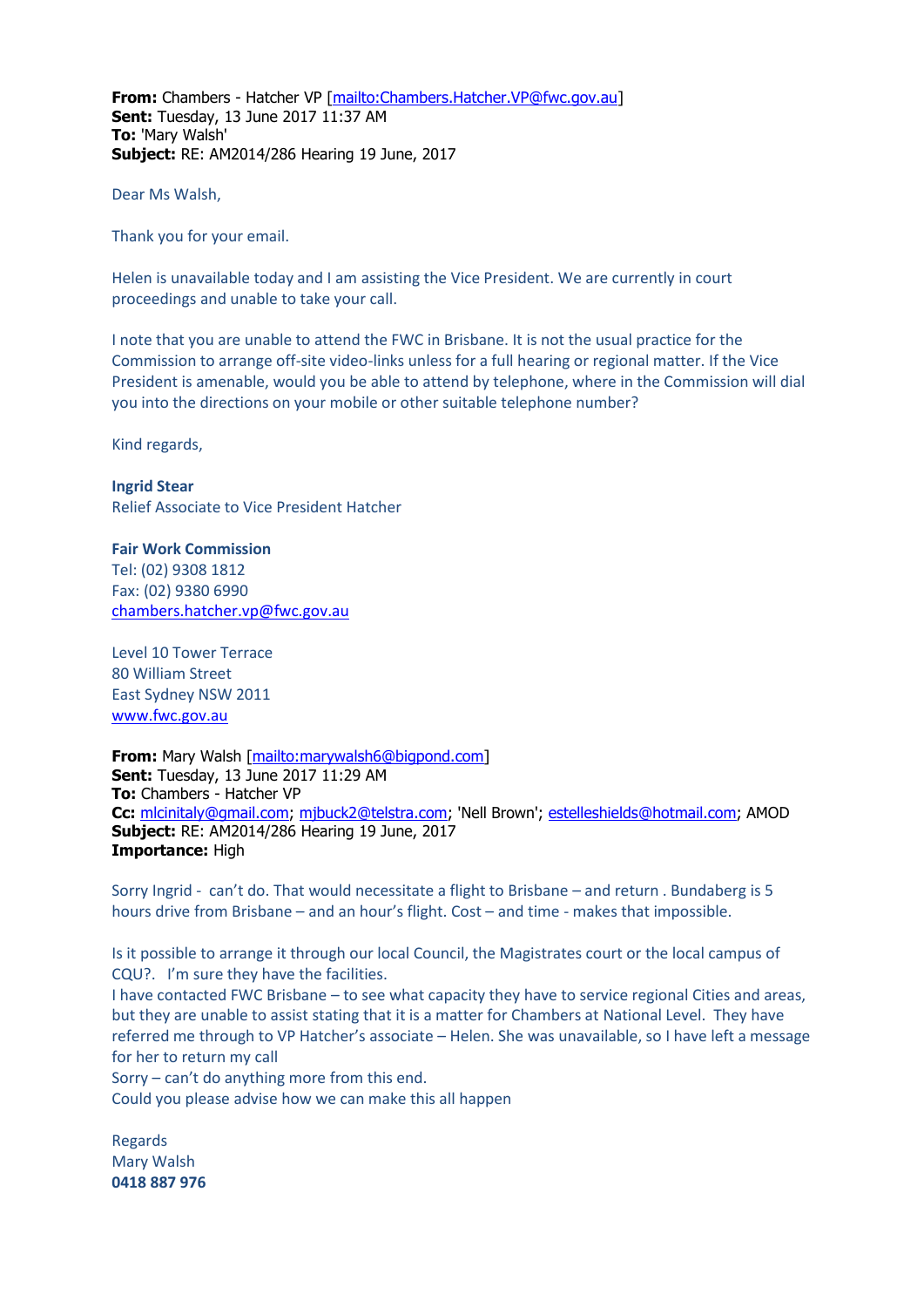**From:** Chambers - Hatcher VP [mailto:Chambers.Hatcher.VP@fwc.gov.au]
**Sent:** Tuesday, 13 June 2017 11:37 AM
**To:** 'Mary Walsh'
**Subject:** RE: AM2014/286 Hearing 19 June, 2017

Dear Ms Walsh,

Thank you for your email.

Helen is unavailable today and I am assisting the Vice President. We are currently in court proceedings and unable to take your call.

I note that you are unable to attend the FWC in Brisbane. It is not the usual practice for the Commission to arrange off-site video-links unless for a full hearing or regional matter. If the Vice President is amenable, would you be able to attend by telephone, where in the Commission will dial you into the directions on your mobile or other suitable telephone number?

Kind regards,

**Ingrid Stear**
Relief Associate to Vice President Hatcher

**Fair Work Commission**
Tel: (02) 9308 1812
Fax: (02) 9380 6990
chambers.hatcher.vp@fwc.gov.au

Level 10 Tower Terrace
80 William Street
East Sydney NSW 2011
www.fwc.gov.au

**From:** Mary Walsh [mailto:marywalsh6@bigpond.com]
**Sent:** Tuesday, 13 June 2017 11:29 AM
**To:** Chambers - Hatcher VP
**Cc:** mlcinitaly@gmail.com; mjbuck2@telstra.com; 'Nell Brown'; estelleshields@hotmail.com; AMOD
**Subject:** RE: AM2014/286 Hearing 19 June, 2017
**Importance:** High

Sorry Ingrid - can't do. That would necessitate a flight to Brisbane – and return . Bundaberg is 5 hours drive from Brisbane – and an hour's flight. Cost – and time - makes that impossible.

Is it possible to arrange it through our local Council, the Magistrates court or the local campus of CQU?. I'm sure they have the facilities.
I have contacted FWC Brisbane – to see what capacity they have to service regional Cities and areas, but they are unable to assist stating that it is a matter for Chambers at National Level. They have referred me through to VP Hatcher's associate – Helen. She was unavailable, so I have left a message for her to return my call
Sorry – can't do anything more from this end.
Could you please advise how we can make this all happen

Regards
Mary Walsh
**0418 887 976**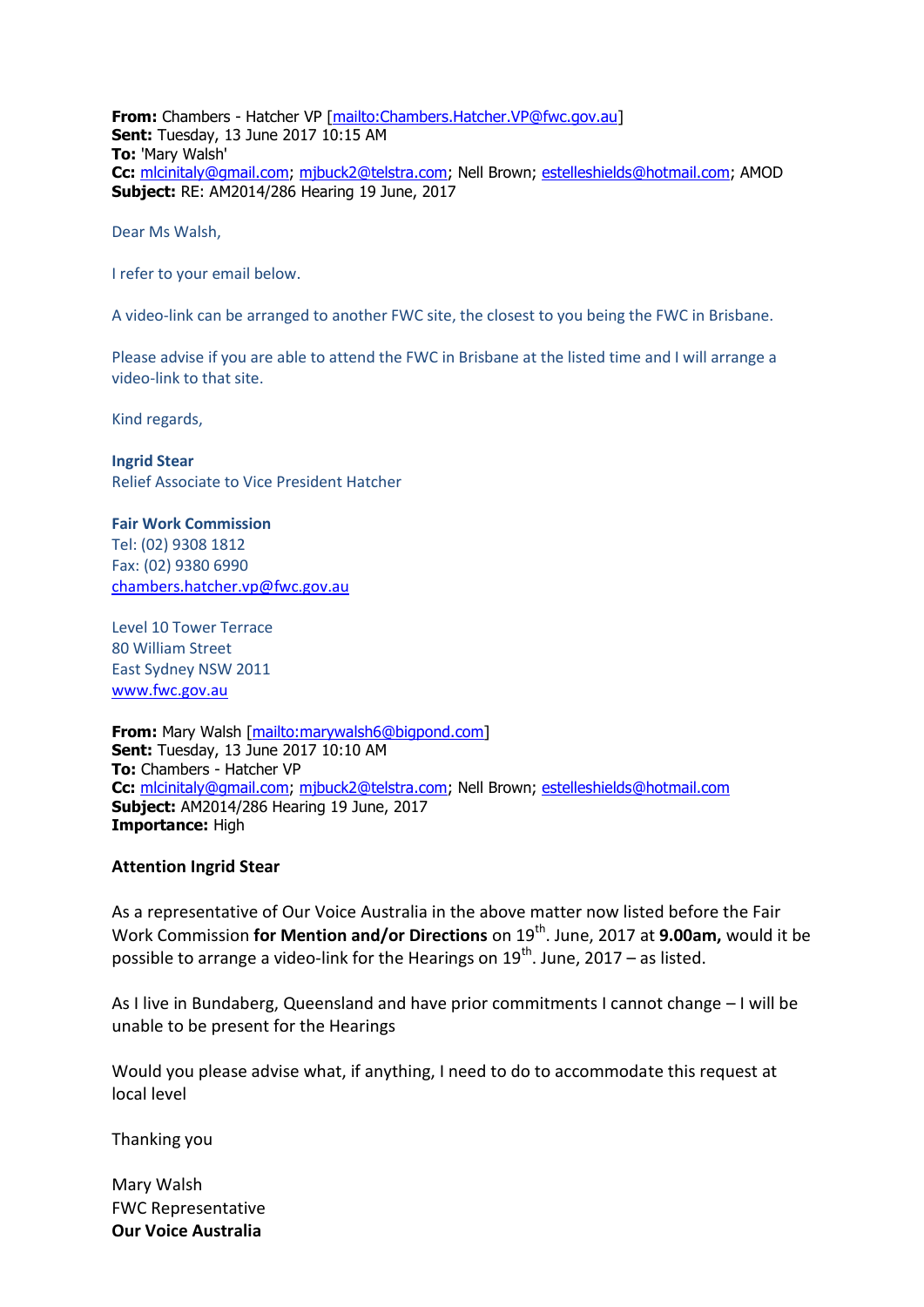**From:** Chambers - Hatcher VP [mailto:Chambers.Hatcher.VP@fwc.gov.au]
**Sent:** Tuesday, 13 June 2017 10:15 AM
**To:** 'Mary Walsh'
**Cc:** mlcinitaly@gmail.com; mjbuck2@telstra.com; Nell Brown; estelleshields@hotmail.com; AMOD
**Subject:** RE: AM2014/286 Hearing 19 June, 2017

Dear Ms Walsh,

I refer to your email below.

A video-link can be arranged to another FWC site, the closest to you being the FWC in Brisbane.

Please advise if you are able to attend the FWC in Brisbane at the listed time and I will arrange a video-link to that site.

Kind regards,

**Ingrid Stear**
Relief Associate to Vice President Hatcher

**Fair Work Commission**
Tel: (02) 9308 1812
Fax: (02) 9380 6990
chambers.hatcher.vp@fwc.gov.au

Level 10 Tower Terrace
80 William Street
East Sydney NSW 2011
www.fwc.gov.au

**From:** Mary Walsh [mailto:marywalsh6@bigpond.com]
**Sent:** Tuesday, 13 June 2017 10:10 AM
**To:** Chambers - Hatcher VP
**Cc:** mlcinitaly@gmail.com; mjbuck2@telstra.com; Nell Brown; estelleshields@hotmail.com
**Subject:** AM2014/286 Hearing 19 June, 2017
**Importance:** High

**Attention Ingrid Stear**

As a representative of Our Voice Australia in the above matter now listed before the Fair Work Commission **for Mention and/or Directions** on 19th. June, 2017 at **9.00am,** would it be possible to arrange a video-link for the Hearings on 19th. June, 2017 – as listed.

As I live in Bundaberg, Queensland and have prior commitments I cannot change – I will be unable to be present for the Hearings

Would you please advise what, if anything, I need to do to accommodate this request at local level

Thanking you

Mary Walsh
FWC Representative
**Our Voice Australia**